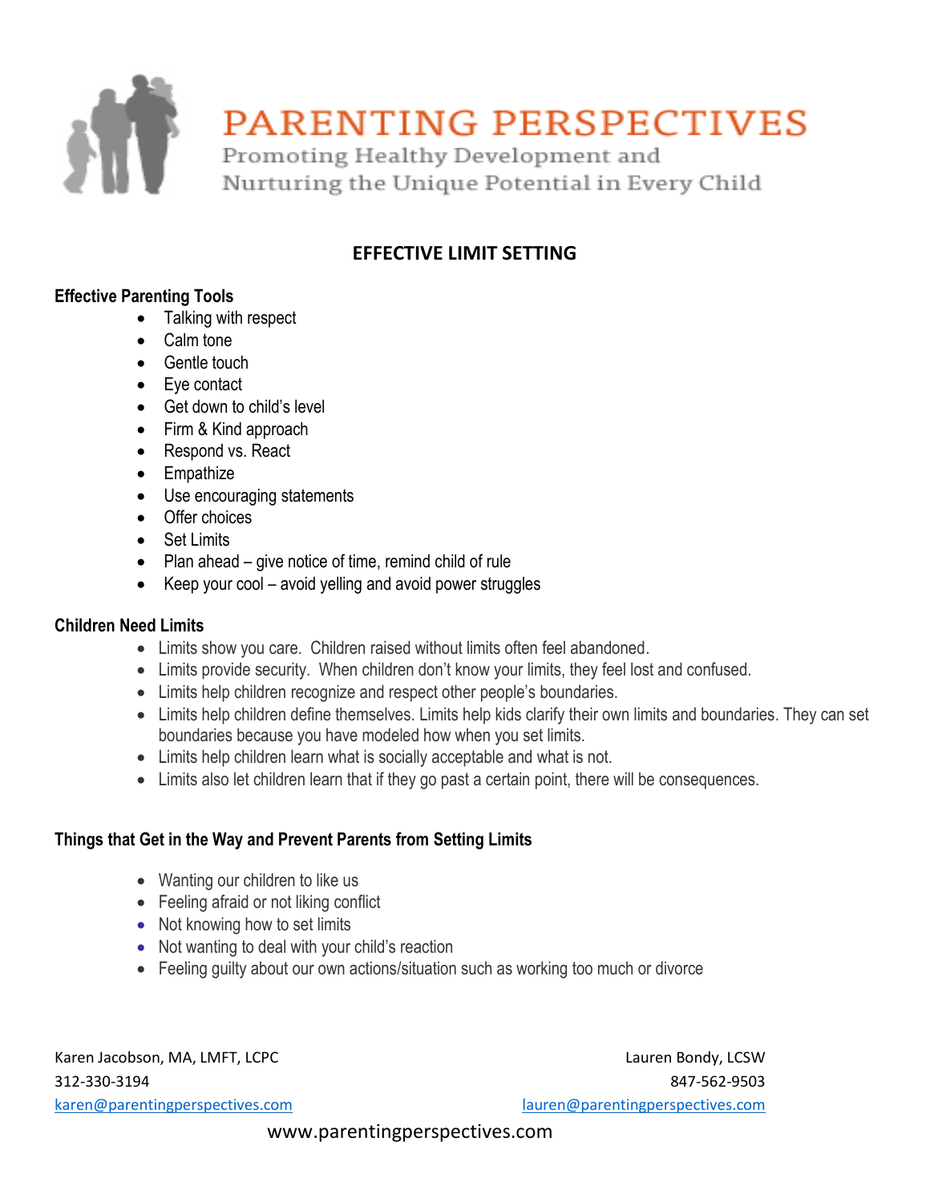# PARENTING PERSPECTIVES

Promoting Healthy Development and
Nurturing the Unique Potential in Every Child

## EFFECTIVE LIMIT SETTING

### Effective Parenting Tools

- Talking with respect
- Calm tone
- Gentle touch
- Eye contact
- Get down to child's level
- Firm & Kind approach
- Respond vs. React
- Empathize
- Use encouraging statements
- Offer choices
- Set Limits
- Plan ahead – give notice of time, remind child of rule
- Keep your cool – avoid yelling and avoid power struggles

### Children Need Limits

- Limits show you care. Children raised without limits often feel abandoned.
- Limits provide security. When children don't know your limits, they feel lost and confused.
- Limits help children recognize and respect other people's boundaries.
- Limits help children define themselves. Limits help kids clarify their own limits and boundaries. They can set boundaries because you have modeled how when you set limits.
- Limits help children learn what is socially acceptable and what is not.
- Limits also let children learn that if they go past a certain point, there will be consequences.

### Things that Get in the Way and Prevent Parents from Setting Limits

- Wanting our children to like us
- Feeling afraid or not liking conflict
- Not knowing how to set limits
- Not wanting to deal with your child's reaction
- Feeling guilty about our own actions/situation such as working too much or divorce

Karen Jacobson, MA, LMFT, LCPC
312-330-3194
karen@parentingperspectives.com

Lauren Bondy, LCSW
847-562-9503
lauren@parentingperspectives.com

www.parentingperspectives.com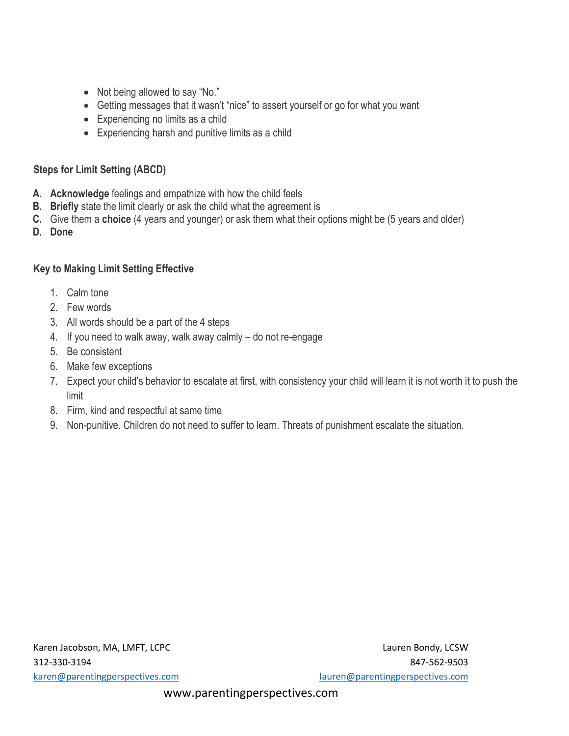- Not being allowed to say "No."
- Getting messages that it wasn't "nice" to assert yourself or go for what you want
- Experiencing no limits as a child
- Experiencing harsh and punitive limits as a child

**Steps for Limit Setting (ABCD)**

**A.** **Acknowledge** feelings and empathize with how the child feels
**B.** **Briefly** state the limit clearly or ask the child what the agreement is
**C.** Give them a **choice** (4 years and younger) or ask them what their options might be (5 years and older)
**D.** **Done**

**Key to Making Limit Setting Effective**

1. Calm tone
2. Few words
3. All words should be a part of the 4 steps
4. If you need to walk away, walk away calmly – do not re-engage
5. Be consistent
6. Make few exceptions
7. Expect your child's behavior to escalate at first, with consistency your child will learn it is not worth it to push the limit
8. Firm, kind and respectful at same time
9. Non-punitive. Children do not need to suffer to learn. Threats of punishment escalate the situation.